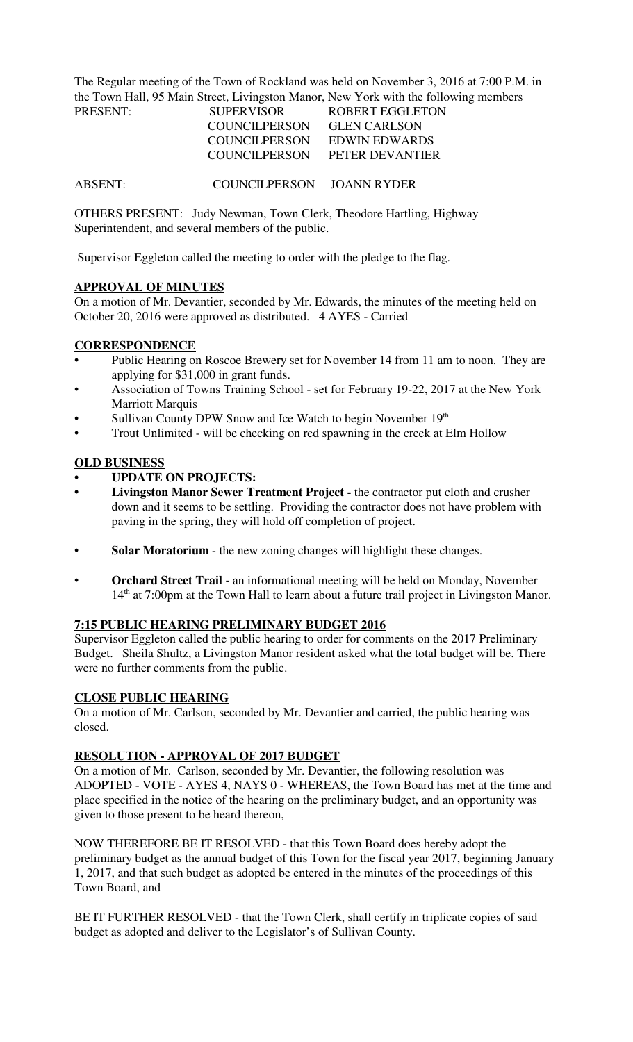The Regular meeting of the Town of Rockland was held on November 3, 2016 at 7:00 P.M. in the Town Hall, 95 Main Street, Livingston Manor, New York with the following members

| | | |
|---|---|---|
| PRESENT: | SUPERVISOR | ROBERT EGGLETON |
| | COUNCILPERSON | GLEN CARLSON |
| | COUNCILPERSON | EDWIN EDWARDS |
| | COUNCILPERSON | PETER DEVANTIER |
| ABSENT: | COUNCILPERSON | JOANN RYDER |

OTHERS PRESENT: Judy Newman, Town Clerk, Theodore Hartling, Highway Superintendent, and several members of the public.

Supervisor Eggleton called the meeting to order with the pledge to the flag.

## APPROVAL OF MINUTES

On a motion of Mr. Devantier, seconded by Mr. Edwards, the minutes of the meeting held on October 20, 2016 were approved as distributed. 4 AYES - Carried

## CORRESPONDENCE

- Public Hearing on Roscoe Brewery set for November 14 from 11 am to noon. They are applying for $31,000 in grant funds.
- Association of Towns Training School - set for February 19-22, 2017 at the New York Marriott Marquis
- Sullivan County DPW Snow and Ice Watch to begin November 19th
- Trout Unlimited - will be checking on red spawning in the creek at Elm Hollow

## OLD BUSINESS

- **UPDATE ON PROJECTS:**
- **Livingston Manor Sewer Treatment Project -** the contractor put cloth and crusher down and it seems to be settling. Providing the contractor does not have problem with paving in the spring, they will hold off completion of project.
- **Solar Moratorium** - the new zoning changes will highlight these changes.
- **Orchard Street Trail -** an informational meeting will be held on Monday, November 14th at 7:00pm at the Town Hall to learn about a future trail project in Livingston Manor.

## 7:15 PUBLIC HEARING PRELIMINARY BUDGET 2016

Supervisor Eggleton called the public hearing to order for comments on the 2017 Preliminary Budget. Sheila Shultz, a Livingston Manor resident asked what the total budget will be. There were no further comments from the public.

## CLOSE PUBLIC HEARING

On a motion of Mr. Carlson, seconded by Mr. Devantier and carried, the public hearing was closed.

## RESOLUTION - APPROVAL OF 2017 BUDGET

On a motion of Mr. Carlson, seconded by Mr. Devantier, the following resolution was ADOPTED - VOTE - AYES 4, NAYS 0 - WHEREAS, the Town Board has met at the time and place specified in the notice of the hearing on the preliminary budget, and an opportunity was given to those present to be heard thereon,

NOW THEREFORE BE IT RESOLVED - that this Town Board does hereby adopt the preliminary budget as the annual budget of this Town for the fiscal year 2017, beginning January 1, 2017, and that such budget as adopted be entered in the minutes of the proceedings of this Town Board, and

BE IT FURTHER RESOLVED - that the Town Clerk, shall certify in triplicate copies of said budget as adopted and deliver to the Legislator's of Sullivan County.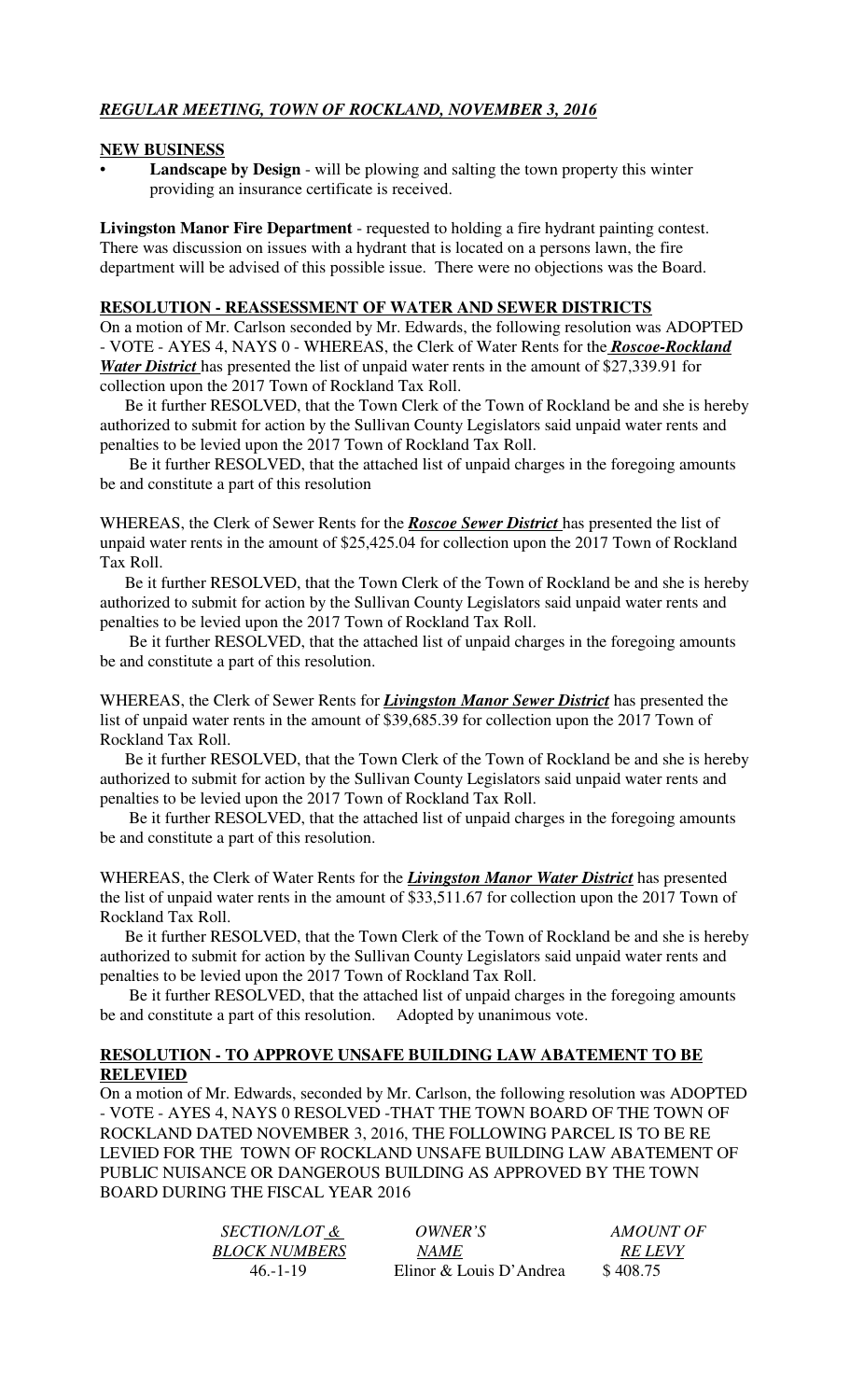***REGULAR MEETING, TOWN OF ROCKLAND, NOVEMBER 3, 2016***

**NEW BUSINESS**

- **Landscape by Design** - will be plowing and salting the town property this winter providing an insurance certificate is received.

**Livingston Manor Fire Department** - requested to holding a fire hydrant painting contest. There was discussion on issues with a hydrant that is located on a persons lawn, the fire department will be advised of this possible issue. There were no objections was the Board.

**RESOLUTION - REASSESSMENT OF WATER AND SEWER DISTRICTS**

On a motion of Mr. Carlson seconded by Mr. Edwards, the following resolution was ADOPTED - VOTE - AYES 4, NAYS 0 - WHEREAS, the Clerk of Water Rents for the ***Roscoe-Rockland Water District*** has presented the list of unpaid water rents in the amount of $27,339.91 for collection upon the 2017 Town of Rockland Tax Roll.

Be it further RESOLVED, that the Town Clerk of the Town of Rockland be and she is hereby authorized to submit for action by the Sullivan County Legislators said unpaid water rents and penalties to be levied upon the 2017 Town of Rockland Tax Roll.

Be it further RESOLVED, that the attached list of unpaid charges in the foregoing amounts be and constitute a part of this resolution

WHEREAS, the Clerk of Sewer Rents for the ***Roscoe Sewer District*** has presented the list of unpaid water rents in the amount of $25,425.04 for collection upon the 2017 Town of Rockland Tax Roll.

Be it further RESOLVED, that the Town Clerk of the Town of Rockland be and she is hereby authorized to submit for action by the Sullivan County Legislators said unpaid water rents and penalties to be levied upon the 2017 Town of Rockland Tax Roll.

Be it further RESOLVED, that the attached list of unpaid charges in the foregoing amounts be and constitute a part of this resolution.

WHEREAS, the Clerk of Sewer Rents for ***Livingston Manor Sewer District*** has presented the list of unpaid water rents in the amount of $39,685.39 for collection upon the 2017 Town of Rockland Tax Roll.

Be it further RESOLVED, that the Town Clerk of the Town of Rockland be and she is hereby authorized to submit for action by the Sullivan County Legislators said unpaid water rents and penalties to be levied upon the 2017 Town of Rockland Tax Roll.

Be it further RESOLVED, that the attached list of unpaid charges in the foregoing amounts be and constitute a part of this resolution.

WHEREAS, the Clerk of Water Rents for the ***Livingston Manor Water District*** has presented the list of unpaid water rents in the amount of $33,511.67 for collection upon the 2017 Town of Rockland Tax Roll.

Be it further RESOLVED, that the Town Clerk of the Town of Rockland be and she is hereby authorized to submit for action by the Sullivan County Legislators said unpaid water rents and penalties to be levied upon the 2017 Town of Rockland Tax Roll.

Be it further RESOLVED, that the attached list of unpaid charges in the foregoing amounts be and constitute a part of this resolution. Adopted by unanimous vote.

**RESOLUTION - TO APPROVE UNSAFE BUILDING LAW ABATEMENT TO BE RELEVIED**

On a motion of Mr. Edwards, seconded by Mr. Carlson, the following resolution was ADOPTED - VOTE - AYES 4, NAYS 0 RESOLVED -THAT THE TOWN BOARD OF THE TOWN OF ROCKLAND DATED NOVEMBER 3, 2016, THE FOLLOWING PARCEL IS TO BE RE LEVIED FOR THE TOWN OF ROCKLAND UNSAFE BUILDING LAW ABATEMENT OF PUBLIC NUISANCE OR DANGEROUS BUILDING AS APPROVED BY THE TOWN BOARD DURING THE FISCAL YEAR 2016

| *SECTION/LOT & BLOCK NUMBERS* | *OWNER'S NAME* | *AMOUNT OF RE LEVY* |
|---|---|---|
| 46.-1-19 | Elinor & Louis D'Andrea | $ 408.75 |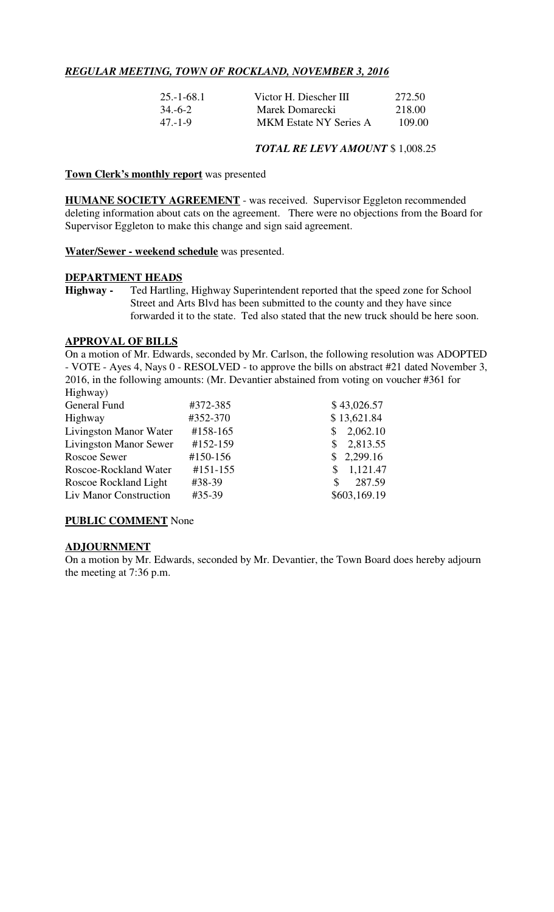***REGULAR MEETING, TOWN OF ROCKLAND, NOVEMBER 3, 2016***

| | | |
|---|---|---|
| 25.-1-68.1 | Victor H. Diescher III | 272.50 |
| 34.-6-2 | Marek Domarecki | 218.00 |
| 47.-1-9 | MKM Estate NY Series A | 109.00 |

***TOTAL RE LEVY AMOUNT*** $ 1,008.25

**Town Clerk's monthly report** was presented

**HUMANE SOCIETY AGREEMENT** - was received. Supervisor Eggleton recommended deleting information about cats on the agreement. There were no objections from the Board for Supervisor Eggleton to make this change and sign said agreement.

**Water/Sewer - weekend schedule** was presented.

**DEPARTMENT HEADS**

**Highway -** Ted Hartling, Highway Superintendent reported that the speed zone for School Street and Arts Blvd has been submitted to the county and they have since forwarded it to the state. Ted also stated that the new truck should be here soon.

**APPROVAL OF BILLS**

On a motion of Mr. Edwards, seconded by Mr. Carlson, the following resolution was ADOPTED - VOTE - Ayes 4, Nays 0 - RESOLVED - to approve the bills on abstract #21 dated November 3, 2016, in the following amounts: (Mr. Devantier abstained from voting on voucher #361 for Highway)

| | | |
|---|---|---|
| General Fund | #372-385 | $ 43,026.57 |
| Highway | #352-370 | $ 13,621.84 |
| Livingston Manor Water | #158-165 | $ 2,062.10 |
| Livingston Manor Sewer | #152-159 | $ 2,813.55 |
| Roscoe Sewer | #150-156 | $ 2,299.16 |
| Roscoe-Rockland Water | #151-155 | $ 1,121.47 |
| Roscoe Rockland Light | #38-39 | $ 287.59 |
| Liv Manor Construction | #35-39 | $603,169.19 |

**PUBLIC COMMENT** None

**ADJOURNMENT**

On a motion by Mr. Edwards, seconded by Mr. Devantier, the Town Board does hereby adjourn the meeting at 7:36 p.m.